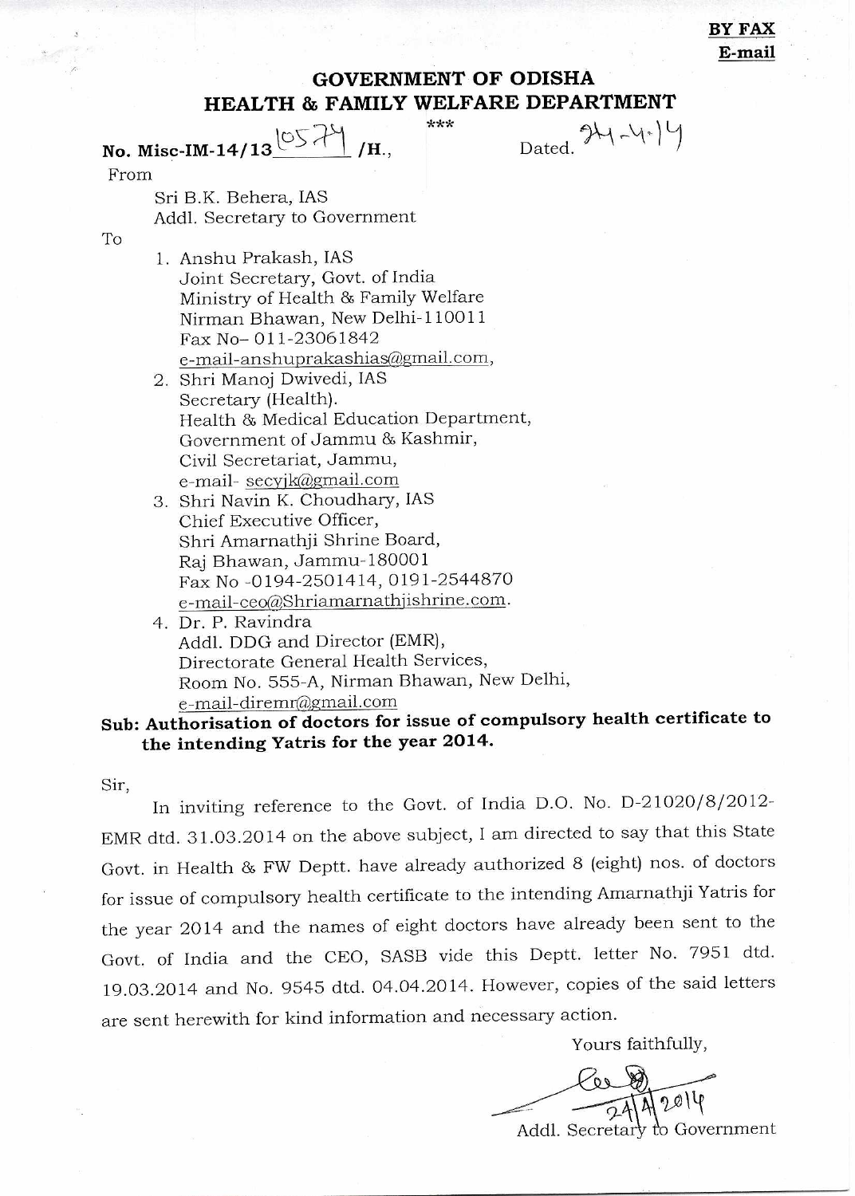**BY FAX**
**E-mail**

## GOVERNMENT OF ODISHA
## HEALTH & FAMILY WELFARE DEPARTMENT

\*\*\*

**No. Misc-IM-14/13** 10574 **/H.,** Dated. 24-4-14

From

Sri B.K. Behera, IAS
Addl. Secretary to Government

To

1. Anshu Prakash, IAS
   Joint Secretary, Govt. of India
   Ministry of Health & Family Welfare
   Nirman Bhawan, New Delhi-110011
   Fax No- 011-23061842
   e-mail-anshuprakashias@gmail.com,
2. Shri Manoj Dwivedi, IAS
   Secretary (Health).
   Health & Medical Education Department,
   Government of Jammu & Kashmir,
   Civil Secretariat, Jammu,
   e-mail- secyjk@gmail.com
3. Shri Navin K. Choudhary, IAS
   Chief Executive Officer,
   Shri Amarnathji Shrine Board,
   Raj Bhawan, Jammu-180001
   Fax No -0194-2501414, 0191-2544870
   e-mail-ceo@Shriamarnathjishrine.com.
4. Dr. P. Ravindra
   Addl. DDG and Director (EMR),
   Directorate General Health Services,
   Room No. 555-A, Nirman Bhawan, New Delhi,
   e-mail-diremr@gmail.com

**Sub: Authorisation of doctors for issue of compulsory health certificate to the intending Yatris for the year 2014.**

Sir,

In inviting reference to the Govt. of India D.O. No. D-21020/8/2012-EMR dtd. 31.03.2014 on the above subject, I am directed to say that this State Govt. in Health & FW Deptt. have already authorized 8 (eight) nos. of doctors for issue of compulsory health certificate to the intending Amarnathji Yatris for the year 2014 and the names of eight doctors have already been sent to the Govt. of India and the CEO, SASB vide this Deptt. letter No. 7951 dtd. 19.03.2014 and No. 9545 dtd. 04.04.2014. However, copies of the said letters are sent herewith for kind information and necessary action.

Yours faithfully,

24/4/2014

Addl. Secretary to Government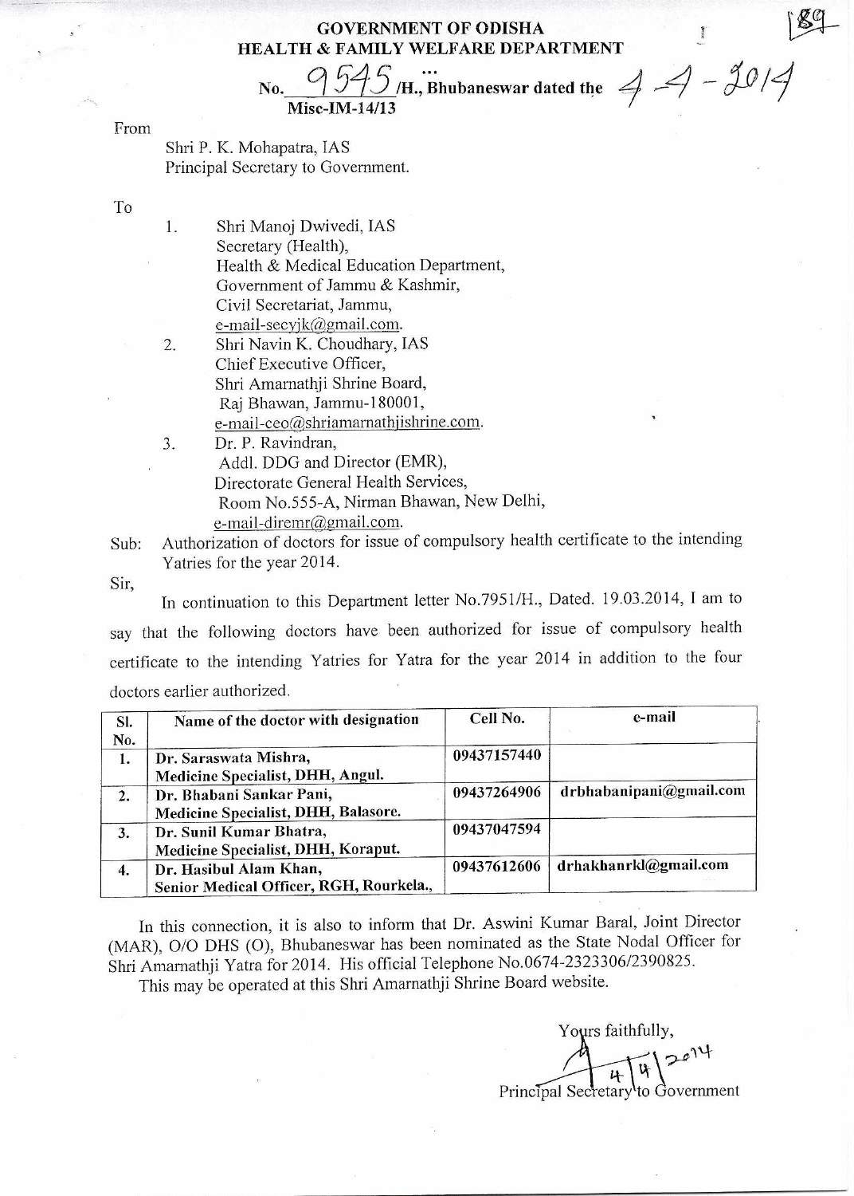**GOVERNMENT OF ODISHA**
**HEALTH & FAMILY WELFARE DEPARTMENT**

No. 9545 /H., Bhubaneswar dated the 4-4-2014
**Misc-IM-14/13**

From

Shri P. K. Mohapatra, IAS
Principal Secretary to Government.

To

1. Shri Manoj Dwivedi, IAS
   Secretary (Health),
   Health & Medical Education Department,
   Government of Jammu & Kashmir,
   Civil Secretariat, Jammu,
   e-mail-secyjk@gmail.com.
2. Shri Navin K. Choudhary, IAS
   Chief Executive Officer,
   Shri Amarnathji Shrine Board,
   Raj Bhawan, Jammu-180001,
   e-mail-ceo@shriamarnathjishrine.com.
3. Dr. P. Ravindran,
   Addl. DDG and Director (EMR),
   Directorate General Health Services,
   Room No.555-A, Nirman Bhawan, New Delhi,
   e-mail-diremr@gmail.com.

Sub: Authorization of doctors for issue of compulsory health certificate to the intending Yatries for the year 2014.

Sir,

In continuation to this Department letter No.7951/H., Dated. 19.03.2014, I am to say that the following doctors have been authorized for issue of compulsory health certificate to the intending Yatries for Yatra for the year 2014 in addition to the four doctors earlier authorized.

| Sl. No. | Name of the doctor with designation | Cell No. | e-mail |
|---|---|---|---|
| 1. | **Dr. Saraswata Mishra, Medicine Specialist, DHH, Angul.** | 09437157440 | |
| 2. | **Dr. Bhabani Sankar Pani, Medicine Specialist, DHH, Balasore.** | 09437264906 | drbhabanipani@gmail.com |
| 3. | **Dr. Sunil Kumar Bhatra, Medicine Specialist, DHH, Koraput.** | 09437047594 | |
| 4. | **Dr. Hasibul Alam Khan, Senior Medical Officer, RGH, Rourkela.,** | 09437612606 | drhakhanrkl@gmail.com |

In this connection, it is also to inform that Dr. Aswini Kumar Baral, Joint Director (MAR), O/O DHS (O), Bhubaneswar has been nominated as the State Nodal Officer for Shri Amarnathji Yatra for 2014. His official Telephone No.0674-2323306/2390825.

This may be operated at this Shri Amarnathji Shrine Board website.

Yours faithfully,

4/4/2014

Principal Secretary to Government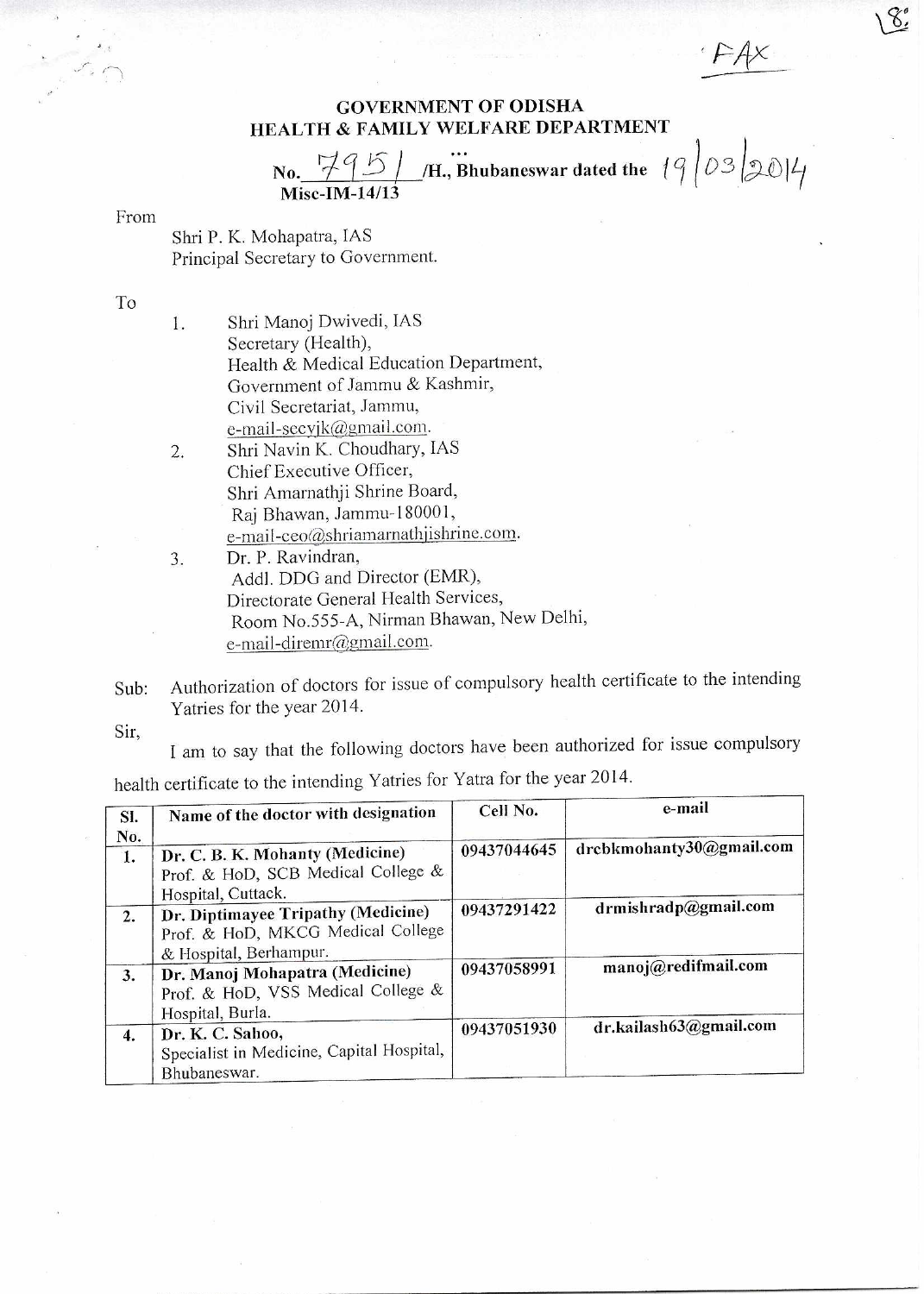FAX

**GOVERNMENT OF ODISHA**
**HEALTH & FAMILY WELFARE DEPARTMENT**

No. 7951 /H., Bhubaneswar dated the 19/03/2014
Misc-IM-14/13

From

Shri P. K. Mohapatra, IAS
Principal Secretary to Government.

To

1. Shri Manoj Dwivedi, IAS
   Secretary (Health),
   Health & Medical Education Department,
   Government of Jammu & Kashmir,
   Civil Secretariat, Jammu,
   e-mail-secyjk@gmail.com.
2. Shri Navin K. Choudhary, IAS
   Chief Executive Officer,
   Shri Amarnathji Shrine Board,
   Raj Bhawan, Jammu-180001,
   e-mail-ceo@shriamarnathjishrine.com.
3. Dr. P. Ravindran,
   Addl. DDG and Director (EMR),
   Directorate General Health Services,
   Room No.555-A, Nirman Bhawan, New Delhi,
   e-mail-diremr@gmail.com.

Sub: Authorization of doctors for issue of compulsory health certificate to the intending Yatries for the year 2014.

Sir,

I am to say that the following doctors have been authorized for issue compulsory health certificate to the intending Yatries for Yatra for the year 2014.

| Sl. No. | Name of the doctor with designation | Cell No. | e-mail |
|---|---|---|---|
| 1. | **Dr. C. B. K. Mohanty (Medicine)** Prof. & HoD, SCB Medical College & Hospital, Cuttack. | 09437044645 | drcbkmohanty30@gmail.com |
| 2. | **Dr. Diptimayee Tripathy (Medicine)** Prof. & HoD, MKCG Medical College & Hospital, Berhampur. | 09437291422 | drmishradp@gmail.com |
| 3. | **Dr. Manoj Mohapatra (Medicine)** Prof. & HoD, VSS Medical College & Hospital, Burla. | 09437058991 | manoj@redifmail.com |
| 4. | **Dr. K. C. Sahoo,** Specialist in Medicine, Capital Hospital, Bhubaneswar. | 09437051930 | dr.kailash63@gmail.com |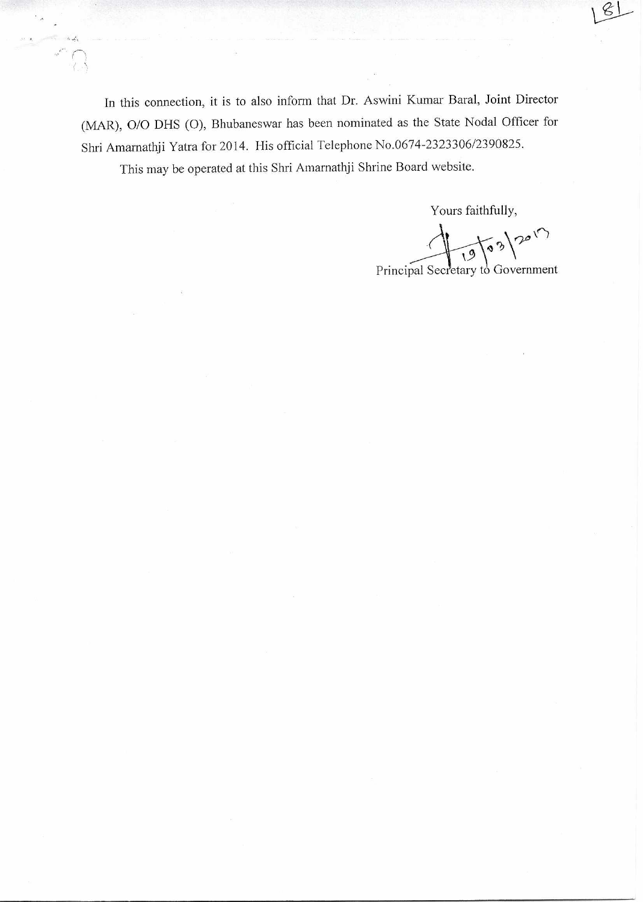In this connection, it is to also inform that Dr. Aswini Kumar Baral, Joint Director (MAR), O/O DHS (O), Bhubaneswar has been nominated as the State Nodal Officer for Shri Amarnathji Yatra for 2014. His official Telephone No.0674-2323306/2390825.

This may be operated at this Shri Amarnathji Shrine Board website.

Yours faithfully,

19/03/2014

Principal Secretary to Government